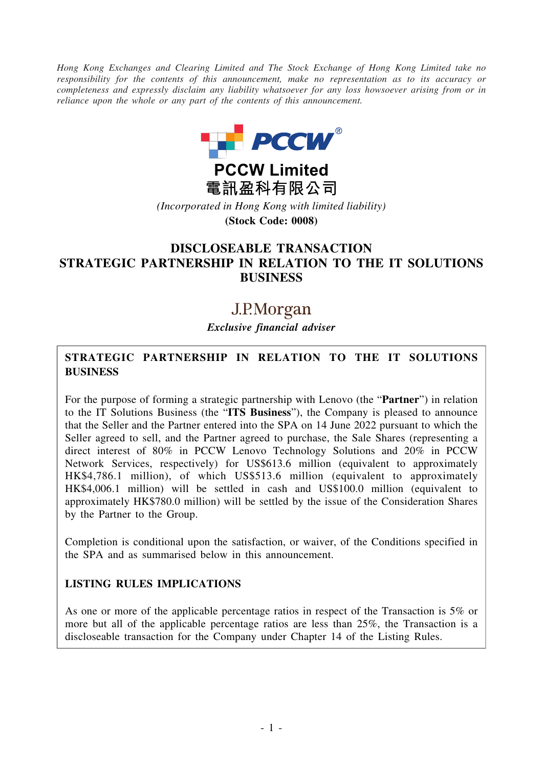*Hong Kong Exchanges and Clearing Limited and The Stock Exchange of Hong Kong Limited take no responsibility for the contents of this announcement, make no representation as to its accuracy or completeness and expressly disclaim any liability whatsoever for any loss howsoever arising from or in reliance upon the whole or any part of the contents of this announcement.*

**PCCW Limited**
**電訊盈科有限公司**

*(Incorporated in Hong Kong with limited liability)*

**(Stock Code: 0008)**

# DISCLOSEABLE TRANSACTION
# STRATEGIC PARTNERSHIP IN RELATION TO THE IT SOLUTIONS BUSINESS

J.P.Morgan

***Exclusive financial adviser***

## STRATEGIC PARTNERSHIP IN RELATION TO THE IT SOLUTIONS BUSINESS

For the purpose of forming a strategic partnership with Lenovo (the "**Partner**") in relation to the IT Solutions Business (the "**ITS Business**"), the Company is pleased to announce that the Seller and the Partner entered into the SPA on 14 June 2022 pursuant to which the Seller agreed to sell, and the Partner agreed to purchase, the Sale Shares (representing a direct interest of 80% in PCCW Lenovo Technology Solutions and 20% in PCCW Network Services, respectively) for US$613.6 million (equivalent to approximately HK$4,786.1 million), of which US$513.6 million (equivalent to approximately HK$4,006.1 million) will be settled in cash and US$100.0 million (equivalent to approximately HK$780.0 million) will be settled by the issue of the Consideration Shares by the Partner to the Group.

Completion is conditional upon the satisfaction, or waiver, of the Conditions specified in the SPA and as summarised below in this announcement.

## LISTING RULES IMPLICATIONS

As one or more of the applicable percentage ratios in respect of the Transaction is 5% or more but all of the applicable percentage ratios are less than 25%, the Transaction is a discloseable transaction for the Company under Chapter 14 of the Listing Rules.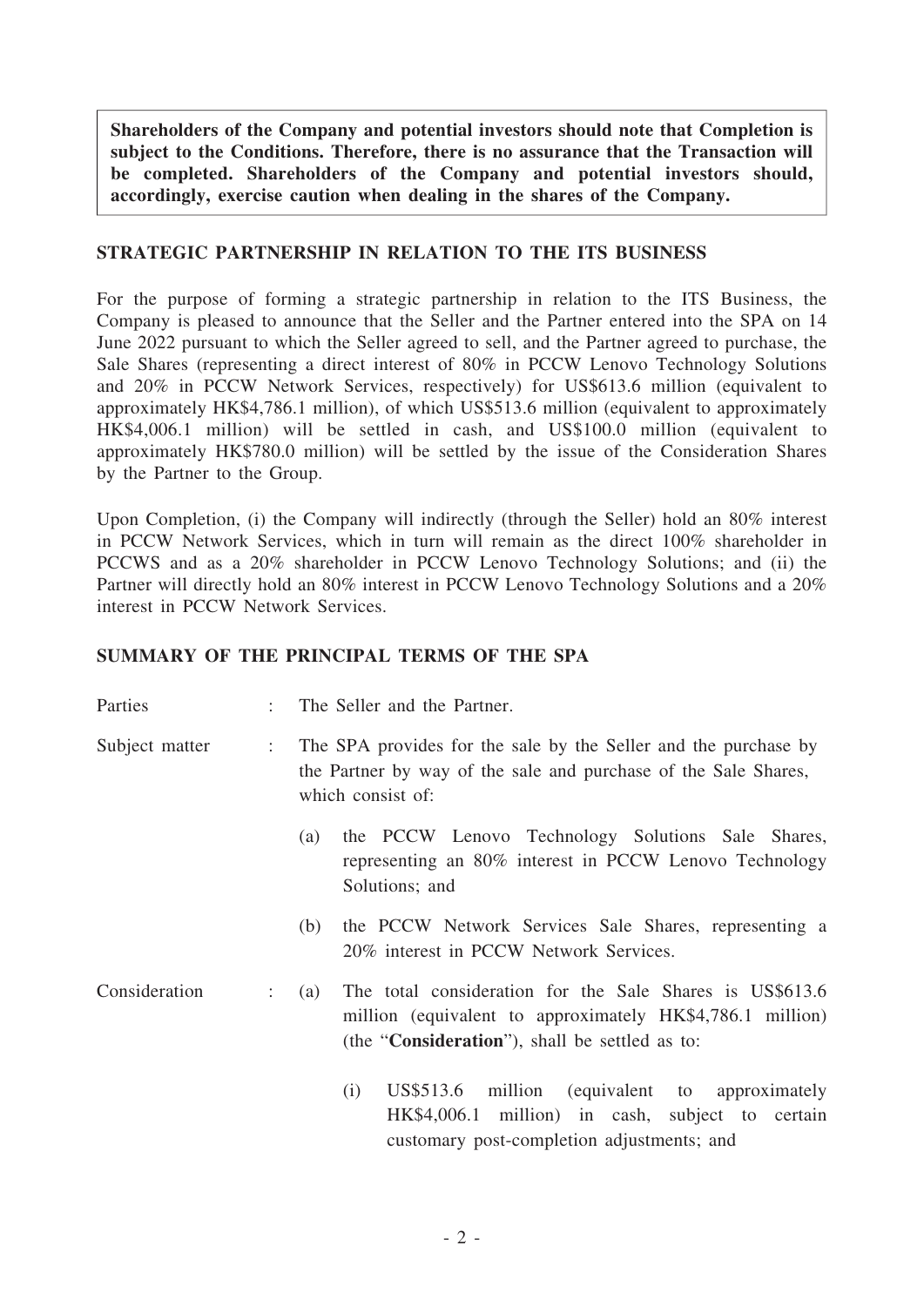**Shareholders of the Company and potential investors should note that Completion is subject to the Conditions. Therefore, there is no assurance that the Transaction will be completed. Shareholders of the Company and potential investors should, accordingly, exercise caution when dealing in the shares of the Company.**

## STRATEGIC PARTNERSHIP IN RELATION TO THE ITS BUSINESS

For the purpose of forming a strategic partnership in relation to the ITS Business, the Company is pleased to announce that the Seller and the Partner entered into the SPA on 14 June 2022 pursuant to which the Seller agreed to sell, and the Partner agreed to purchase, the Sale Shares (representing a direct interest of 80% in PCCW Lenovo Technology Solutions and 20% in PCCW Network Services, respectively) for US$613.6 million (equivalent to approximately HK$4,786.1 million), of which US$513.6 million (equivalent to approximately HK$4,006.1 million) will be settled in cash, and US$100.0 million (equivalent to approximately HK$780.0 million) will be settled by the issue of the Consideration Shares by the Partner to the Group.

Upon Completion, (i) the Company will indirectly (through the Seller) hold an 80% interest in PCCW Network Services, which in turn will remain as the direct 100% shareholder in PCCWS and as a 20% shareholder in PCCW Lenovo Technology Solutions; and (ii) the Partner will directly hold an 80% interest in PCCW Lenovo Technology Solutions and a 20% interest in PCCW Network Services.

## SUMMARY OF THE PRINCIPAL TERMS OF THE SPA

Parties : The Seller and the Partner.

Subject matter : The SPA provides for the sale by the Seller and the purchase by the Partner by way of the sale and purchase of the Sale Shares, which consist of:

(a) the PCCW Lenovo Technology Solutions Sale Shares, representing an 80% interest in PCCW Lenovo Technology Solutions; and

(b) the PCCW Network Services Sale Shares, representing a 20% interest in PCCW Network Services.

Consideration : (a) The total consideration for the Sale Shares is US$613.6 million (equivalent to approximately HK$4,786.1 million) (the "**Consideration**"), shall be settled as to:

(i) US$513.6 million (equivalent to approximately HK$4,006.1 million) in cash, subject to certain customary post-completion adjustments; and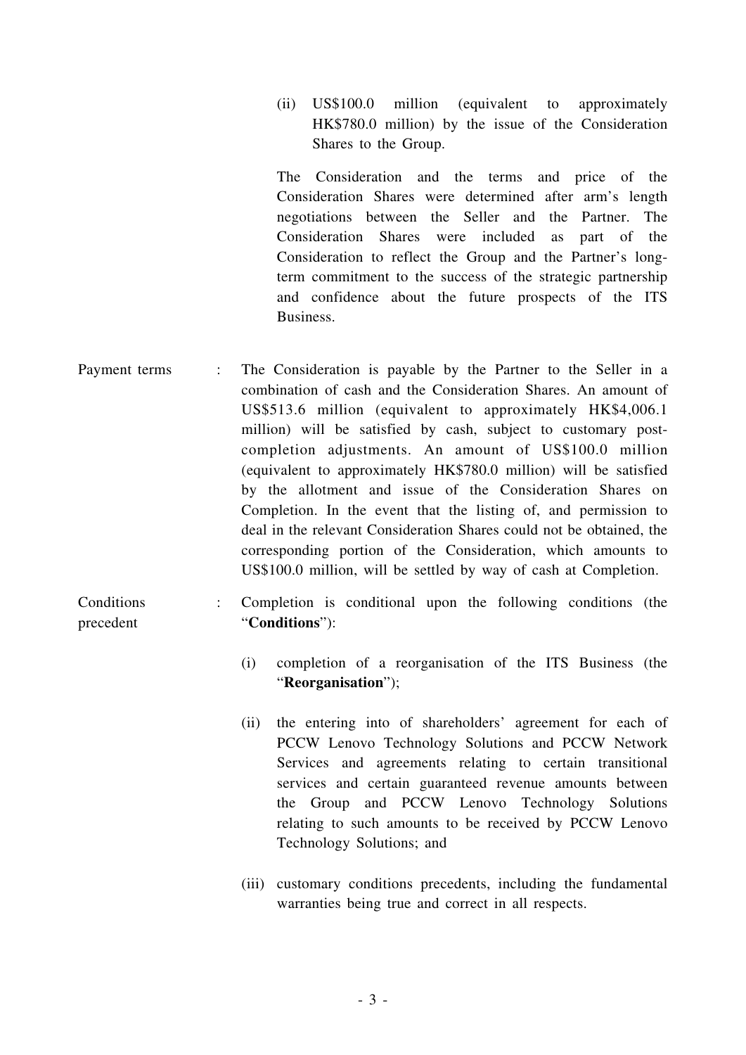(ii) US$100.0 million (equivalent to approximately HK$780.0 million) by the issue of the Consideration Shares to the Group.

The Consideration and the terms and price of the Consideration Shares were determined after arm's length negotiations between the Seller and the Partner. The Consideration Shares were included as part of the Consideration to reflect the Group and the Partner's long-term commitment to the success of the strategic partnership and confidence about the future prospects of the ITS Business.

Payment terms : The Consideration is payable by the Partner to the Seller in a combination of cash and the Consideration Shares. An amount of US$513.6 million (equivalent to approximately HK$4,006.1 million) will be satisfied by cash, subject to customary post-completion adjustments. An amount of US$100.0 million (equivalent to approximately HK$780.0 million) will be satisfied by the allotment and issue of the Consideration Shares on Completion. In the event that the listing of, and permission to deal in the relevant Consideration Shares could not be obtained, the corresponding portion of the Consideration, which amounts to US$100.0 million, will be settled by way of cash at Completion.

Conditions precedent : Completion is conditional upon the following conditions (the "**Conditions**"):

(i) completion of a reorganisation of the ITS Business (the "**Reorganisation**");

(ii) the entering into of shareholders' agreement for each of PCCW Lenovo Technology Solutions and PCCW Network Services and agreements relating to certain transitional services and certain guaranteed revenue amounts between the Group and PCCW Lenovo Technology Solutions relating to such amounts to be received by PCCW Lenovo Technology Solutions; and

(iii) customary conditions precedents, including the fundamental warranties being true and correct in all respects.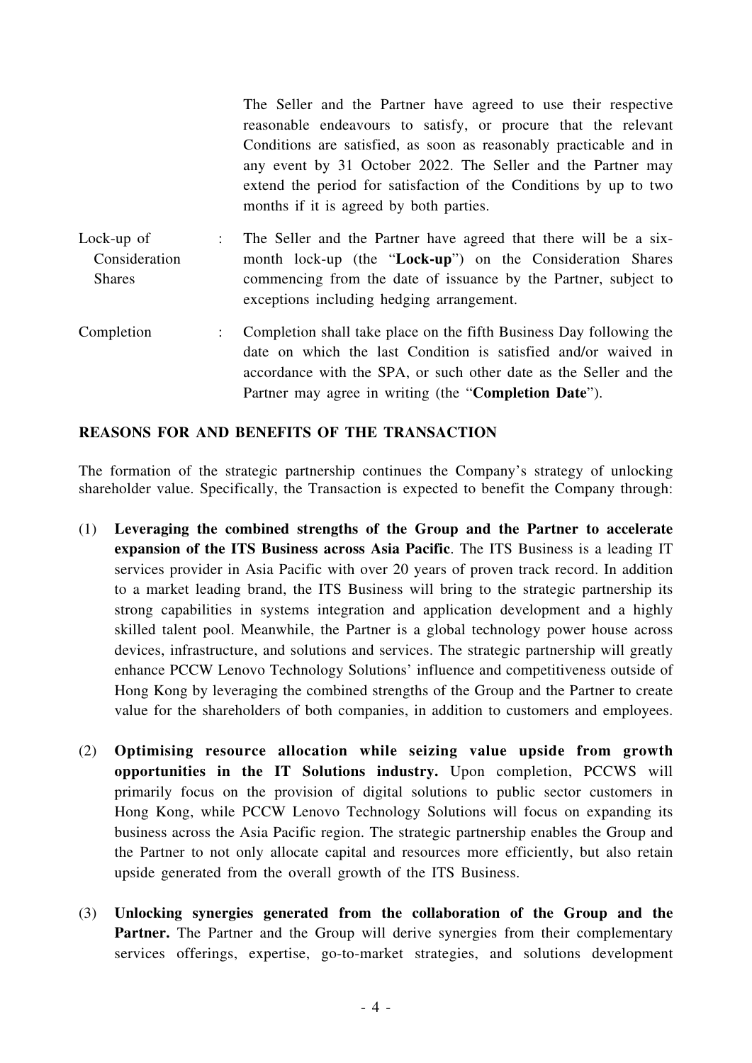The Seller and the Partner have agreed to use their respective reasonable endeavours to satisfy, or procure that the relevant Conditions are satisfied, as soon as reasonably practicable and in any event by 31 October 2022. The Seller and the Partner may extend the period for satisfaction of the Conditions by up to two months if it is agreed by both parties.

| | | |
|---|---|---|
| Lock-up of Consideration Shares | : | The Seller and the Partner have agreed that there will be a six-month lock-up (the "**Lock-up**") on the Consideration Shares commencing from the date of issuance by the Partner, subject to exceptions including hedging arrangement. |
| Completion | : | Completion shall take place on the fifth Business Day following the date on which the last Condition is satisfied and/or waived in accordance with the SPA, or such other date as the Seller and the Partner may agree in writing (the "**Completion Date**"). |

## REASONS FOR AND BENEFITS OF THE TRANSACTION

The formation of the strategic partnership continues the Company's strategy of unlocking shareholder value. Specifically, the Transaction is expected to benefit the Company through:

(1) **Leveraging the combined strengths of the Group and the Partner to accelerate expansion of the ITS Business across Asia Pacific**. The ITS Business is a leading IT services provider in Asia Pacific with over 20 years of proven track record. In addition to a market leading brand, the ITS Business will bring to the strategic partnership its strong capabilities in systems integration and application development and a highly skilled talent pool. Meanwhile, the Partner is a global technology power house across devices, infrastructure, and solutions and services. The strategic partnership will greatly enhance PCCW Lenovo Technology Solutions' influence and competitiveness outside of Hong Kong by leveraging the combined strengths of the Group and the Partner to create value for the shareholders of both companies, in addition to customers and employees.

(2) **Optimising resource allocation while seizing value upside from growth opportunities in the IT Solutions industry.** Upon completion, PCCWS will primarily focus on the provision of digital solutions to public sector customers in Hong Kong, while PCCW Lenovo Technology Solutions will focus on expanding its business across the Asia Pacific region. The strategic partnership enables the Group and the Partner to not only allocate capital and resources more efficiently, but also retain upside generated from the overall growth of the ITS Business.

(3) **Unlocking synergies generated from the collaboration of the Group and the Partner.** The Partner and the Group will derive synergies from their complementary services offerings, expertise, go-to-market strategies, and solutions development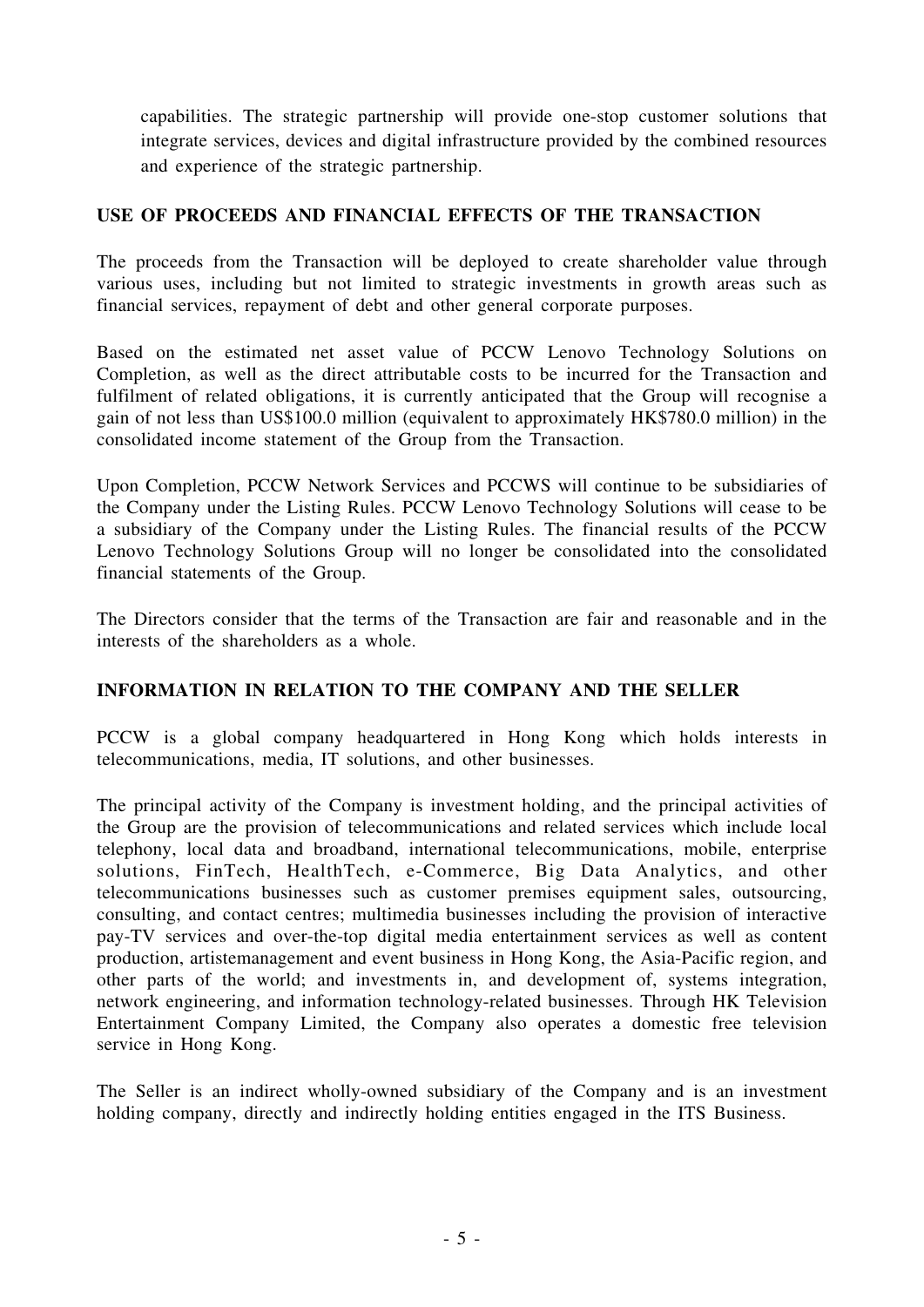capabilities. The strategic partnership will provide one-stop customer solutions that integrate services, devices and digital infrastructure provided by the combined resources and experience of the strategic partnership.

## USE OF PROCEEDS AND FINANCIAL EFFECTS OF THE TRANSACTION

The proceeds from the Transaction will be deployed to create shareholder value through various uses, including but not limited to strategic investments in growth areas such as financial services, repayment of debt and other general corporate purposes.

Based on the estimated net asset value of PCCW Lenovo Technology Solutions on Completion, as well as the direct attributable costs to be incurred for the Transaction and fulfilment of related obligations, it is currently anticipated that the Group will recognise a gain of not less than US$100.0 million (equivalent to approximately HK$780.0 million) in the consolidated income statement of the Group from the Transaction.

Upon Completion, PCCW Network Services and PCCWS will continue to be subsidiaries of the Company under the Listing Rules. PCCW Lenovo Technology Solutions will cease to be a subsidiary of the Company under the Listing Rules. The financial results of the PCCW Lenovo Technology Solutions Group will no longer be consolidated into the consolidated financial statements of the Group.

The Directors consider that the terms of the Transaction are fair and reasonable and in the interests of the shareholders as a whole.

## INFORMATION IN RELATION TO THE COMPANY AND THE SELLER

PCCW is a global company headquartered in Hong Kong which holds interests in telecommunications, media, IT solutions, and other businesses.

The principal activity of the Company is investment holding, and the principal activities of the Group are the provision of telecommunications and related services which include local telephony, local data and broadband, international telecommunications, mobile, enterprise solutions, FinTech, HealthTech, e-Commerce, Big Data Analytics, and other telecommunications businesses such as customer premises equipment sales, outsourcing, consulting, and contact centres; multimedia businesses including the provision of interactive pay-TV services and over-the-top digital media entertainment services as well as content production, artistemanagement and event business in Hong Kong, the Asia-Pacific region, and other parts of the world; and investments in, and development of, systems integration, network engineering, and information technology-related businesses. Through HK Television Entertainment Company Limited, the Company also operates a domestic free television service in Hong Kong.

The Seller is an indirect wholly-owned subsidiary of the Company and is an investment holding company, directly and indirectly holding entities engaged in the ITS Business.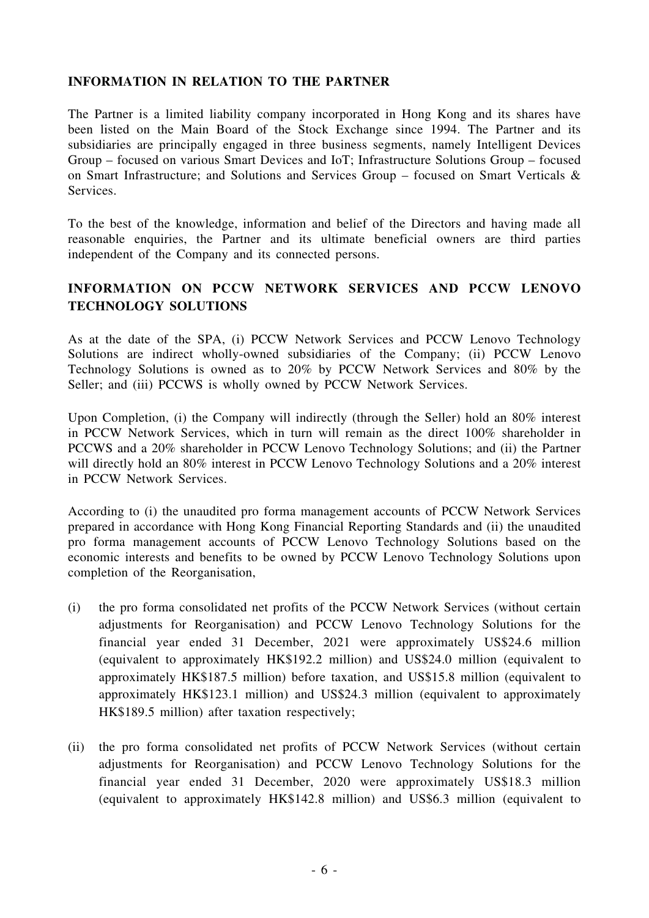## INFORMATION IN RELATION TO THE PARTNER

The Partner is a limited liability company incorporated in Hong Kong and its shares have been listed on the Main Board of the Stock Exchange since 1994. The Partner and its subsidiaries are principally engaged in three business segments, namely Intelligent Devices Group – focused on various Smart Devices and IoT; Infrastructure Solutions Group – focused on Smart Infrastructure; and Solutions and Services Group – focused on Smart Verticals & Services.

To the best of the knowledge, information and belief of the Directors and having made all reasonable enquiries, the Partner and its ultimate beneficial owners are third parties independent of the Company and its connected persons.

## INFORMATION ON PCCW NETWORK SERVICES AND PCCW LENOVO TECHNOLOGY SOLUTIONS

As at the date of the SPA, (i) PCCW Network Services and PCCW Lenovo Technology Solutions are indirect wholly-owned subsidiaries of the Company; (ii) PCCW Lenovo Technology Solutions is owned as to 20% by PCCW Network Services and 80% by the Seller; and (iii) PCCWS is wholly owned by PCCW Network Services.

Upon Completion, (i) the Company will indirectly (through the Seller) hold an 80% interest in PCCW Network Services, which in turn will remain as the direct 100% shareholder in PCCWS and a 20% shareholder in PCCW Lenovo Technology Solutions; and (ii) the Partner will directly hold an 80% interest in PCCW Lenovo Technology Solutions and a 20% interest in PCCW Network Services.

According to (i) the unaudited pro forma management accounts of PCCW Network Services prepared in accordance with Hong Kong Financial Reporting Standards and (ii) the unaudited pro forma management accounts of PCCW Lenovo Technology Solutions based on the economic interests and benefits to be owned by PCCW Lenovo Technology Solutions upon completion of the Reorganisation,

(i) the pro forma consolidated net profits of the PCCW Network Services (without certain adjustments for Reorganisation) and PCCW Lenovo Technology Solutions for the financial year ended 31 December, 2021 were approximately US$24.6 million (equivalent to approximately HK$192.2 million) and US$24.0 million (equivalent to approximately HK$187.5 million) before taxation, and US$15.8 million (equivalent to approximately HK$123.1 million) and US$24.3 million (equivalent to approximately HK$189.5 million) after taxation respectively;

(ii) the pro forma consolidated net profits of PCCW Network Services (without certain adjustments for Reorganisation) and PCCW Lenovo Technology Solutions for the financial year ended 31 December, 2020 were approximately US$18.3 million (equivalent to approximately HK$142.8 million) and US$6.3 million (equivalent to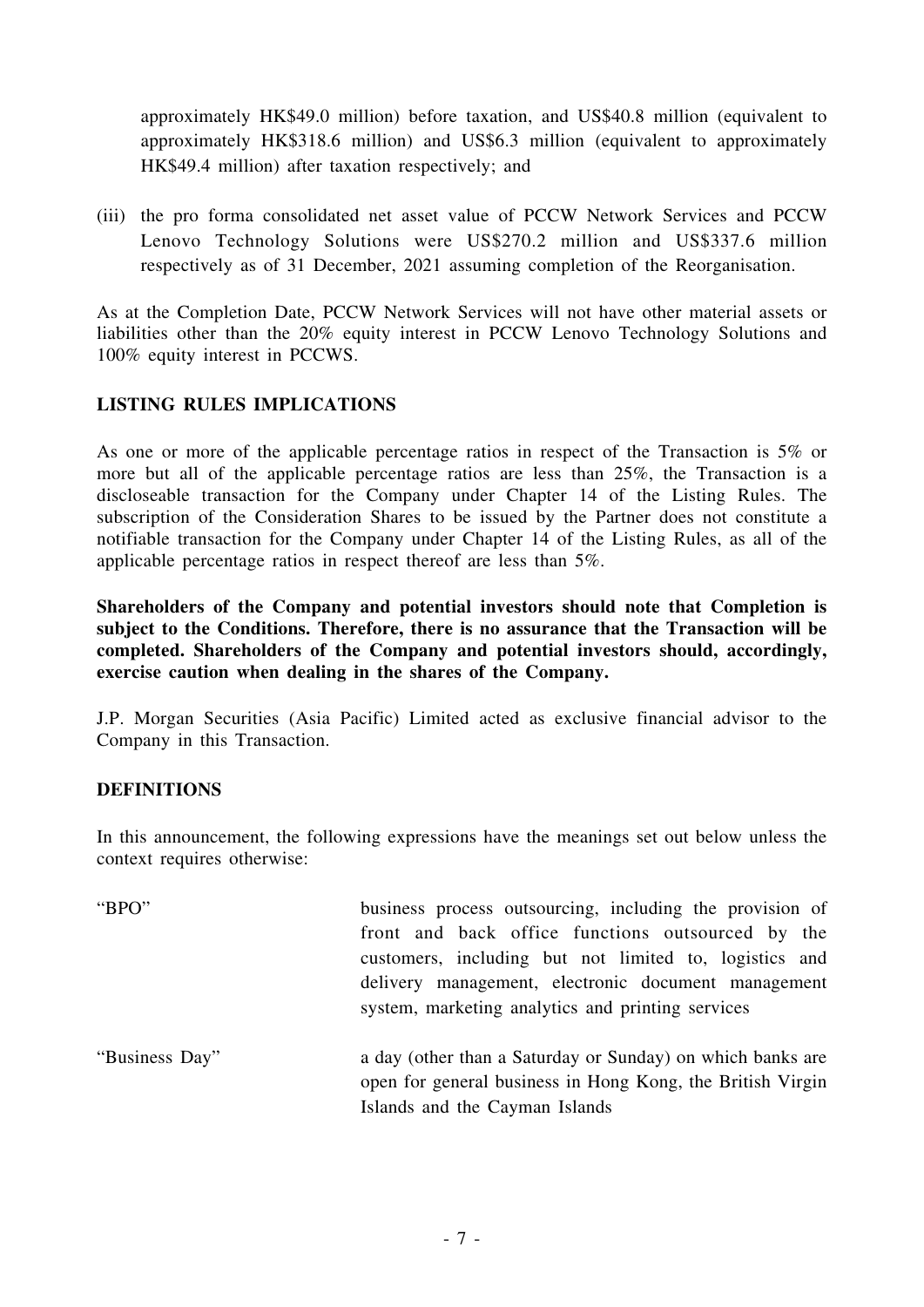approximately HK$49.0 million) before taxation, and US$40.8 million (equivalent to approximately HK$318.6 million) and US$6.3 million (equivalent to approximately HK$49.4 million) after taxation respectively; and

(iii) the pro forma consolidated net asset value of PCCW Network Services and PCCW Lenovo Technology Solutions were US$270.2 million and US$337.6 million respectively as of 31 December, 2021 assuming completion of the Reorganisation.

As at the Completion Date, PCCW Network Services will not have other material assets or liabilities other than the 20% equity interest in PCCW Lenovo Technology Solutions and 100% equity interest in PCCWS.

## LISTING RULES IMPLICATIONS

As one or more of the applicable percentage ratios in respect of the Transaction is 5% or more but all of the applicable percentage ratios are less than 25%, the Transaction is a discloseable transaction for the Company under Chapter 14 of the Listing Rules. The subscription of the Consideration Shares to be issued by the Partner does not constitute a notifiable transaction for the Company under Chapter 14 of the Listing Rules, as all of the applicable percentage ratios in respect thereof are less than 5%.

**Shareholders of the Company and potential investors should note that Completion is subject to the Conditions. Therefore, there is no assurance that the Transaction will be completed. Shareholders of the Company and potential investors should, accordingly, exercise caution when dealing in the shares of the Company.**

J.P. Morgan Securities (Asia Pacific) Limited acted as exclusive financial advisor to the Company in this Transaction.

## DEFINITIONS

In this announcement, the following expressions have the meanings set out below unless the context requires otherwise:

| | |
|---|---|
| "BPO" | business process outsourcing, including the provision of front and back office functions outsourced by the customers, including but not limited to, logistics and delivery management, electronic document management system, marketing analytics and printing services |
| "Business Day" | a day (other than a Saturday or Sunday) on which banks are open for general business in Hong Kong, the British Virgin Islands and the Cayman Islands |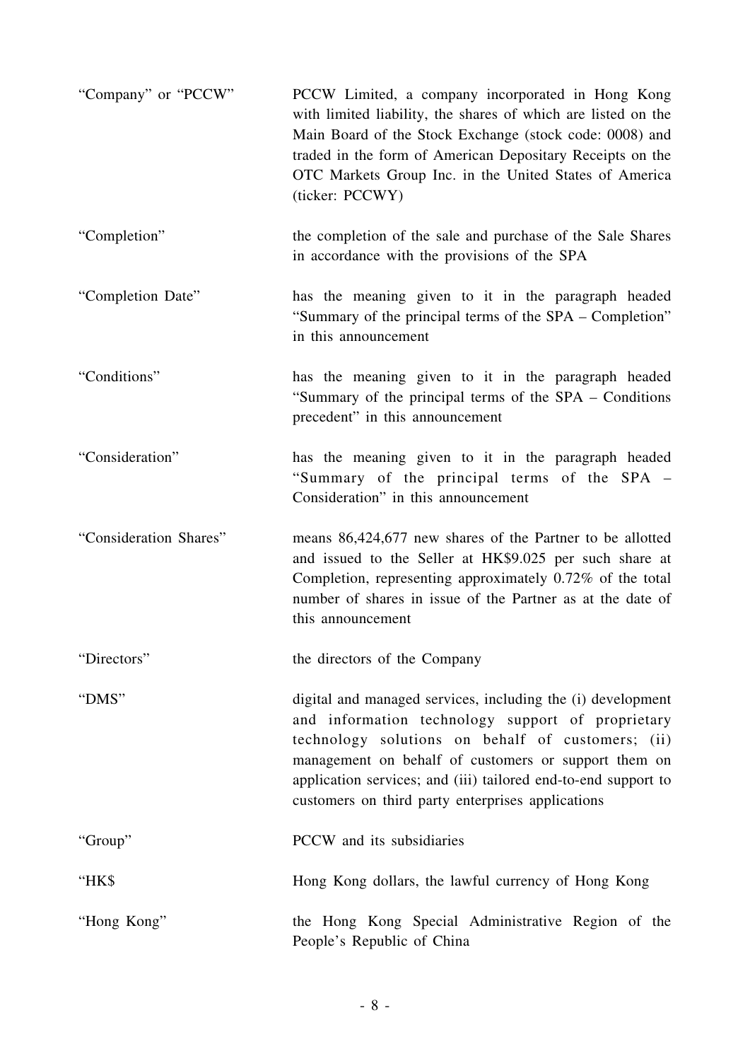| | |
|---|---|
| "Company" or "PCCW" | PCCW Limited, a company incorporated in Hong Kong with limited liability, the shares of which are listed on the Main Board of the Stock Exchange (stock code: 0008) and traded in the form of American Depositary Receipts on the OTC Markets Group Inc. in the United States of America (ticker: PCCWY) |
| "Completion" | the completion of the sale and purchase of the Sale Shares in accordance with the provisions of the SPA |
| "Completion Date" | has the meaning given to it in the paragraph headed "Summary of the principal terms of the SPA – Completion" in this announcement |
| "Conditions" | has the meaning given to it in the paragraph headed "Summary of the principal terms of the SPA – Conditions precedent" in this announcement |
| "Consideration" | has the meaning given to it in the paragraph headed "Summary of the principal terms of the SPA – Consideration" in this announcement |
| "Consideration Shares" | means 86,424,677 new shares of the Partner to be allotted and issued to the Seller at HK$9.025 per such share at Completion, representing approximately 0.72% of the total number of shares in issue of the Partner as at the date of this announcement |
| "Directors" | the directors of the Company |
| "DMS" | digital and managed services, including the (i) development and information technology support of proprietary technology solutions on behalf of customers; (ii) management on behalf of customers or support them on application services; and (iii) tailored end-to-end support to customers on third party enterprises applications |
| "Group" | PCCW and its subsidiaries |
| "HK$ | Hong Kong dollars, the lawful currency of Hong Kong |
| "Hong Kong" | the Hong Kong Special Administrative Region of the People's Republic of China |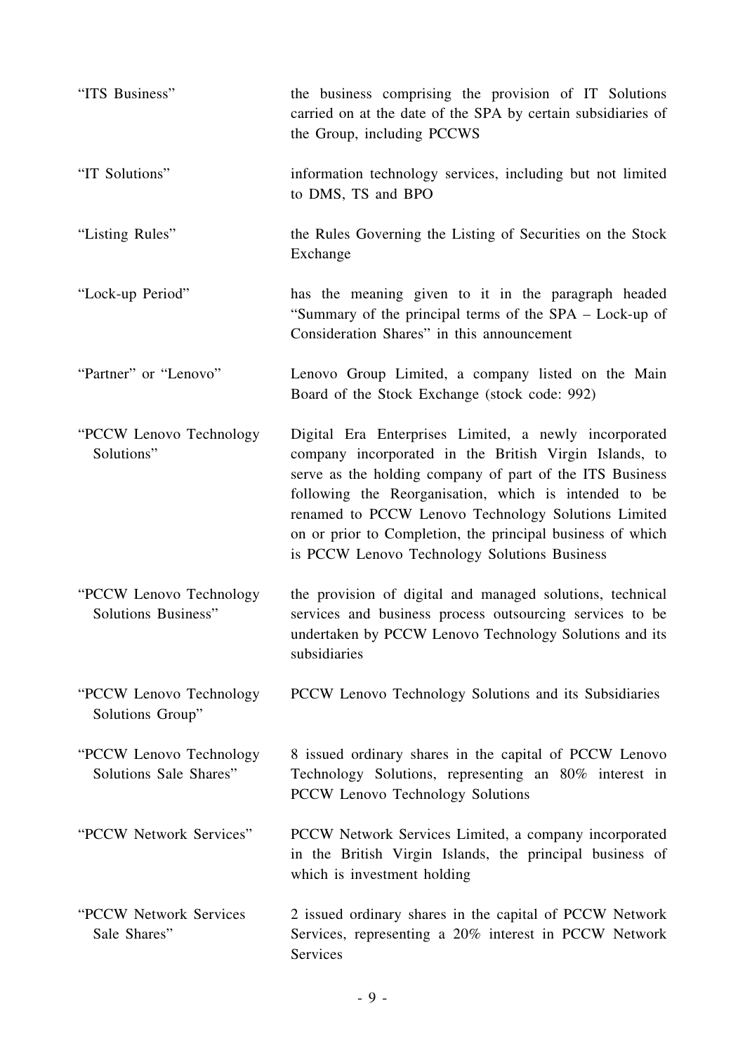| | |
|---|---|
| "ITS Business" | the business comprising the provision of IT Solutions carried on at the date of the SPA by certain subsidiaries of the Group, including PCCWS |
| "IT Solutions" | information technology services, including but not limited to DMS, TS and BPO |
| "Listing Rules" | the Rules Governing the Listing of Securities on the Stock Exchange |
| "Lock-up Period" | has the meaning given to it in the paragraph headed "Summary of the principal terms of the SPA – Lock-up of Consideration Shares" in this announcement |
| "Partner" or "Lenovo" | Lenovo Group Limited, a company listed on the Main Board of the Stock Exchange (stock code: 992) |
| "PCCW Lenovo Technology Solutions" | Digital Era Enterprises Limited, a newly incorporated company incorporated in the British Virgin Islands, to serve as the holding company of part of the ITS Business following the Reorganisation, which is intended to be renamed to PCCW Lenovo Technology Solutions Limited on or prior to Completion, the principal business of which is PCCW Lenovo Technology Solutions Business |
| "PCCW Lenovo Technology Solutions Business" | the provision of digital and managed solutions, technical services and business process outsourcing services to be undertaken by PCCW Lenovo Technology Solutions and its subsidiaries |
| "PCCW Lenovo Technology Solutions Group" | PCCW Lenovo Technology Solutions and its Subsidiaries |
| "PCCW Lenovo Technology Solutions Sale Shares" | 8 issued ordinary shares in the capital of PCCW Lenovo Technology Solutions, representing an 80% interest in PCCW Lenovo Technology Solutions |
| "PCCW Network Services" | PCCW Network Services Limited, a company incorporated in the British Virgin Islands, the principal business of which is investment holding |
| "PCCW Network Services Sale Shares" | 2 issued ordinary shares in the capital of PCCW Network Services, representing a 20% interest in PCCW Network Services |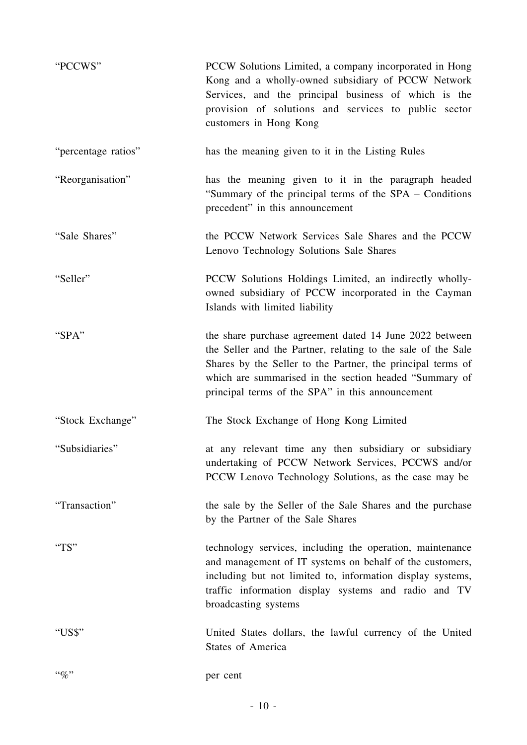| | |
|---|---|
| "PCCWS" | PCCW Solutions Limited, a company incorporated in Hong Kong and a wholly-owned subsidiary of PCCW Network Services, and the principal business of which is the provision of solutions and services to public sector customers in Hong Kong |
| "percentage ratios" | has the meaning given to it in the Listing Rules |
| "Reorganisation" | has the meaning given to it in the paragraph headed "Summary of the principal terms of the SPA – Conditions precedent" in this announcement |
| "Sale Shares" | the PCCW Network Services Sale Shares and the PCCW Lenovo Technology Solutions Sale Shares |
| "Seller" | PCCW Solutions Holdings Limited, an indirectly wholly-owned subsidiary of PCCW incorporated in the Cayman Islands with limited liability |
| "SPA" | the share purchase agreement dated 14 June 2022 between the Seller and the Partner, relating to the sale of the Sale Shares by the Seller to the Partner, the principal terms of which are summarised in the section headed "Summary of principal terms of the SPA" in this announcement |
| "Stock Exchange" | The Stock Exchange of Hong Kong Limited |
| "Subsidiaries" | at any relevant time any then subsidiary or subsidiary undertaking of PCCW Network Services, PCCWS and/or PCCW Lenovo Technology Solutions, as the case may be |
| "Transaction" | the sale by the Seller of the Sale Shares and the purchase by the Partner of the Sale Shares |
| "TS" | technology services, including the operation, maintenance and management of IT systems on behalf of the customers, including but not limited to, information display systems, traffic information display systems and radio and TV broadcasting systems |
| "US$" | United States dollars, the lawful currency of the United States of America |
| "%" | per cent |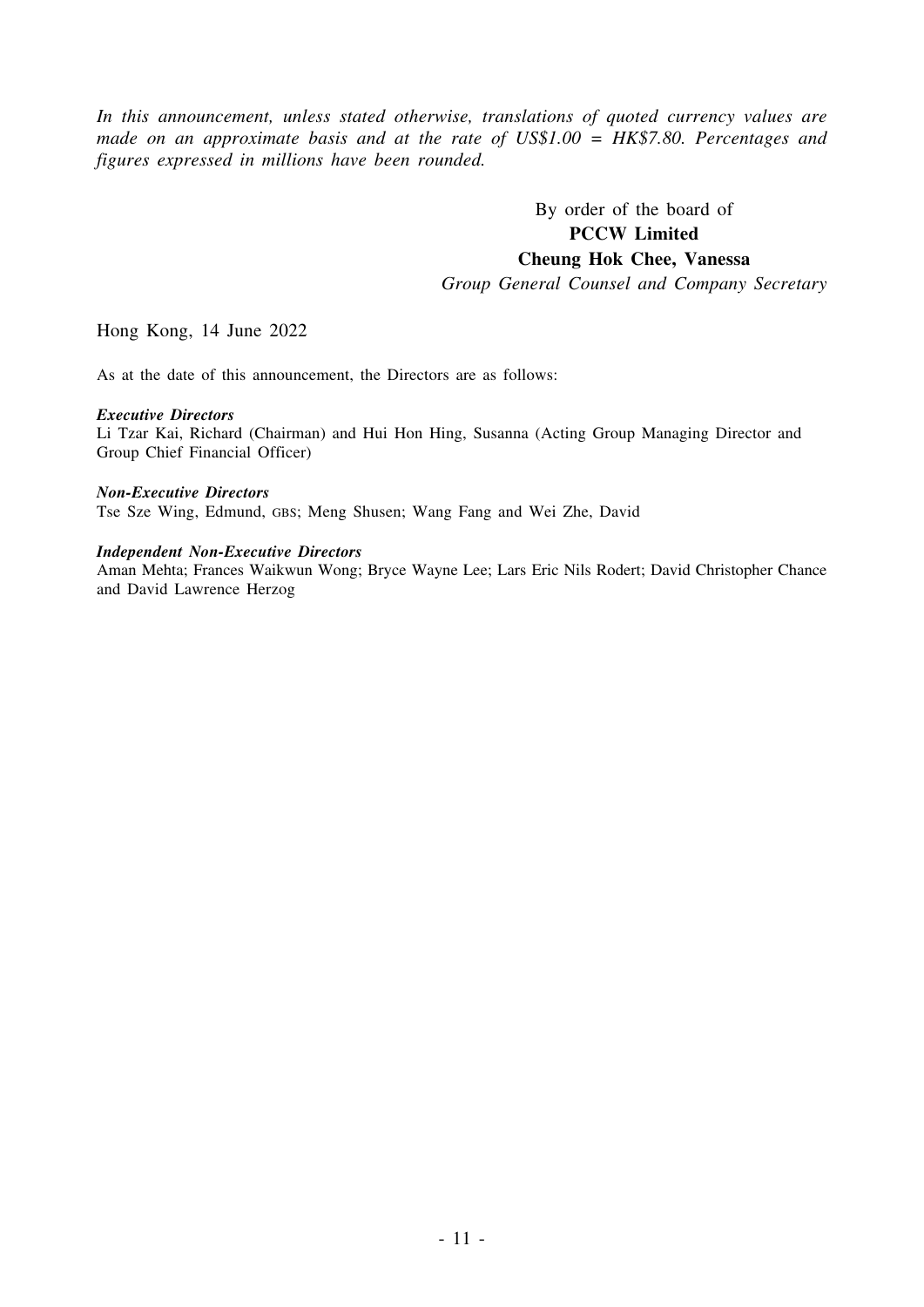*In this announcement, unless stated otherwise, translations of quoted currency values are made on an approximate basis and at the rate of US$1.00 = HK$7.80. Percentages and figures expressed in millions have been rounded.*

By order of the board of
**PCCW Limited**
**Cheung Hok Chee, Vanessa**
*Group General Counsel and Company Secretary*

Hong Kong, 14 June 2022

As at the date of this announcement, the Directors are as follows:

***Executive Directors***
Li Tzar Kai, Richard (Chairman) and Hui Hon Hing, Susanna (Acting Group Managing Director and Group Chief Financial Officer)

***Non-Executive Directors***
Tse Sze Wing, Edmund, GBS; Meng Shusen; Wang Fang and Wei Zhe, David

***Independent Non-Executive Directors***
Aman Mehta; Frances Waikwun Wong; Bryce Wayne Lee; Lars Eric Nils Rodert; David Christopher Chance and David Lawrence Herzog